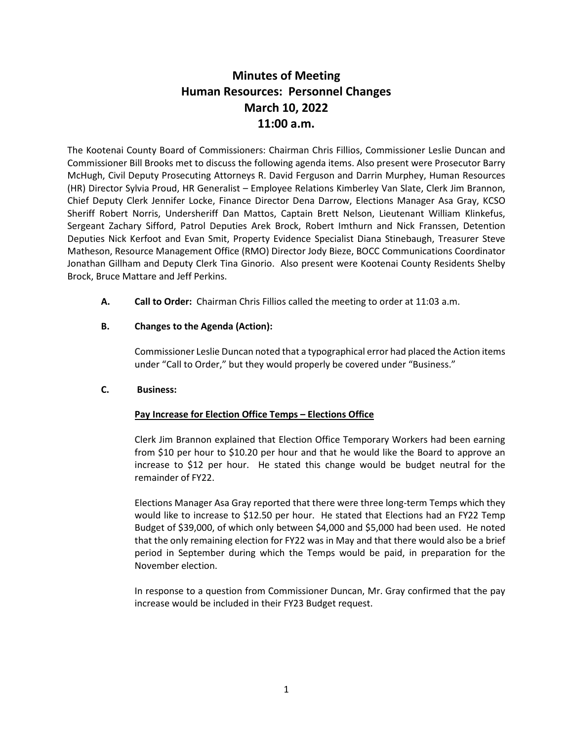# Minutes of Meeting
# Human Resources: Personnel Changes
# March 10, 2022
# 11:00 a.m.

The Kootenai County Board of Commissioners: Chairman Chris Fillios, Commissioner Leslie Duncan and Commissioner Bill Brooks met to discuss the following agenda items. Also present were Prosecutor Barry McHugh, Civil Deputy Prosecuting Attorneys R. David Ferguson and Darrin Murphey, Human Resources (HR) Director Sylvia Proud, HR Generalist – Employee Relations Kimberley Van Slate, Clerk Jim Brannon, Chief Deputy Clerk Jennifer Locke, Finance Director Dena Darrow, Elections Manager Asa Gray, KCSO Sheriff Robert Norris, Undersheriff Dan Mattos, Captain Brett Nelson, Lieutenant William Klinkefus, Sergeant Zachary Sifford, Patrol Deputies Arek Brock, Robert Imthurn and Nick Franssen, Detention Deputies Nick Kerfoot and Evan Smit, Property Evidence Specialist Diana Stinebaugh, Treasurer Steve Matheson, Resource Management Office (RMO) Director Jody Bieze, BOCC Communications Coordinator Jonathan Gillham and Deputy Clerk Tina Ginorio. Also present were Kootenai County Residents Shelby Brock, Bruce Mattare and Jeff Perkins.

**A. Call to Order:** Chairman Chris Fillios called the meeting to order at 11:03 a.m.

**B. Changes to the Agenda (Action):**

Commissioner Leslie Duncan noted that a typographical error had placed the Action items under "Call to Order," but they would properly be covered under "Business."

**C. Business:**

**<u>Pay Increase for Election Office Temps – Elections Office</u>**

Clerk Jim Brannon explained that Election Office Temporary Workers had been earning from $10 per hour to $10.20 per hour and that he would like the Board to approve an increase to $12 per hour. He stated this change would be budget neutral for the remainder of FY22.

Elections Manager Asa Gray reported that there were three long-term Temps which they would like to increase to $12.50 per hour. He stated that Elections had an FY22 Temp Budget of $39,000, of which only between $4,000 and $5,000 had been used. He noted that the only remaining election for FY22 was in May and that there would also be a brief period in September during which the Temps would be paid, in preparation for the November election.

In response to a question from Commissioner Duncan, Mr. Gray confirmed that the pay increase would be included in their FY23 Budget request.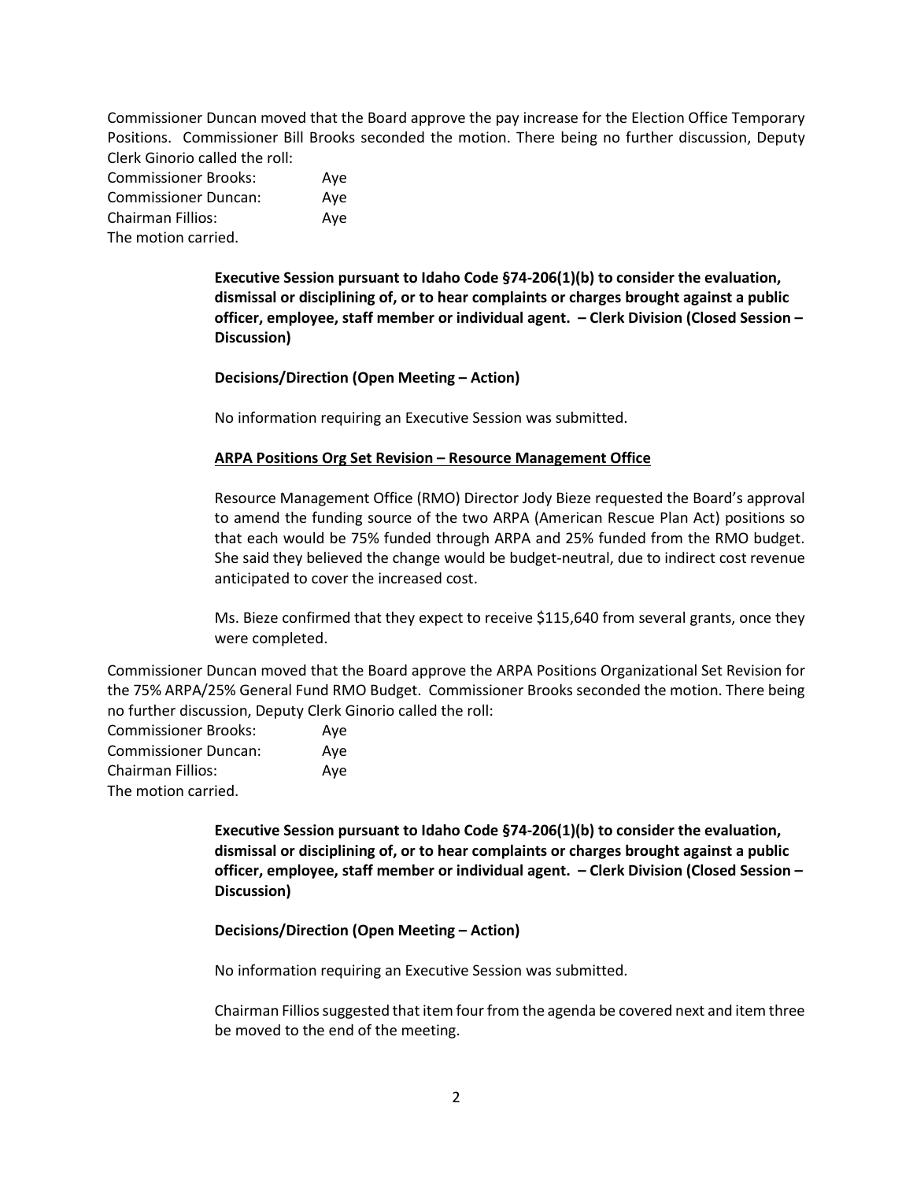Commissioner Duncan moved that the Board approve the pay increase for the Election Office Temporary Positions. Commissioner Bill Brooks seconded the motion. There being no further discussion, Deputy Clerk Ginorio called the roll:

Commissioner Brooks: Aye
Commissioner Duncan: Aye
Chairman Fillios: Aye
The motion carried.

**Executive Session pursuant to Idaho Code §74-206(1)(b) to consider the evaluation, dismissal or disciplining of, or to hear complaints or charges brought against a public officer, employee, staff member or individual agent. – Clerk Division (Closed Session – Discussion)**

**Decisions/Direction (Open Meeting – Action)**

No information requiring an Executive Session was submitted.

**ARPA Positions Org Set Revision – Resource Management Office**

Resource Management Office (RMO) Director Jody Bieze requested the Board's approval to amend the funding source of the two ARPA (American Rescue Plan Act) positions so that each would be 75% funded through ARPA and 25% funded from the RMO budget. She said they believed the change would be budget-neutral, due to indirect cost revenue anticipated to cover the increased cost.

Ms. Bieze confirmed that they expect to receive $115,640 from several grants, once they were completed.

Commissioner Duncan moved that the Board approve the ARPA Positions Organizational Set Revision for the 75% ARPA/25% General Fund RMO Budget. Commissioner Brooks seconded the motion. There being no further discussion, Deputy Clerk Ginorio called the roll:

Commissioner Brooks: Aye
Commissioner Duncan: Aye
Chairman Fillios: Aye
The motion carried.

**Executive Session pursuant to Idaho Code §74-206(1)(b) to consider the evaluation, dismissal or disciplining of, or to hear complaints or charges brought against a public officer, employee, staff member or individual agent. – Clerk Division (Closed Session – Discussion)**

**Decisions/Direction (Open Meeting – Action)**

No information requiring an Executive Session was submitted.

Chairman Fillios suggested that item four from the agenda be covered next and item three be moved to the end of the meeting.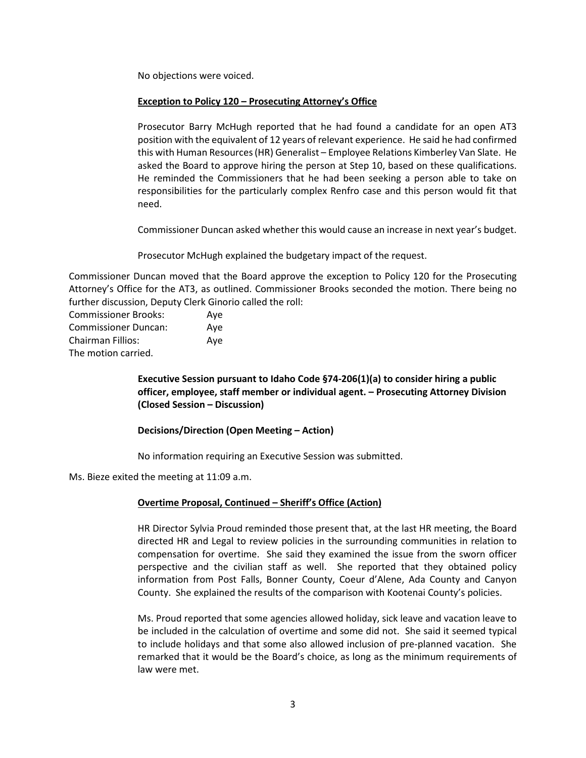No objections were voiced.

**Exception to Policy 120 – Prosecuting Attorney's Office**

Prosecutor Barry McHugh reported that he had found a candidate for an open AT3 position with the equivalent of 12 years of relevant experience. He said he had confirmed this with Human Resources (HR) Generalist – Employee Relations Kimberley Van Slate. He asked the Board to approve hiring the person at Step 10, based on these qualifications. He reminded the Commissioners that he had been seeking a person able to take on responsibilities for the particularly complex Renfro case and this person would fit that need.

Commissioner Duncan asked whether this would cause an increase in next year's budget.

Prosecutor McHugh explained the budgetary impact of the request.

Commissioner Duncan moved that the Board approve the exception to Policy 120 for the Prosecuting Attorney's Office for the AT3, as outlined. Commissioner Brooks seconded the motion. There being no further discussion, Deputy Clerk Ginorio called the roll:

Commissioner Brooks: Aye
Commissioner Duncan: Aye
Chairman Fillios: Aye
The motion carried.

**Executive Session pursuant to Idaho Code §74-206(1)(a) to consider hiring a public officer, employee, staff member or individual agent. – Prosecuting Attorney Division (Closed Session – Discussion)**

**Decisions/Direction (Open Meeting – Action)**

No information requiring an Executive Session was submitted.

Ms. Bieze exited the meeting at 11:09 a.m.

**Overtime Proposal, Continued – Sheriff's Office (Action)**

HR Director Sylvia Proud reminded those present that, at the last HR meeting, the Board directed HR and Legal to review policies in the surrounding communities in relation to compensation for overtime. She said they examined the issue from the sworn officer perspective and the civilian staff as well. She reported that they obtained policy information from Post Falls, Bonner County, Coeur d'Alene, Ada County and Canyon County. She explained the results of the comparison with Kootenai County's policies.

Ms. Proud reported that some agencies allowed holiday, sick leave and vacation leave to be included in the calculation of overtime and some did not. She said it seemed typical to include holidays and that some also allowed inclusion of pre-planned vacation. She remarked that it would be the Board's choice, as long as the minimum requirements of law were met.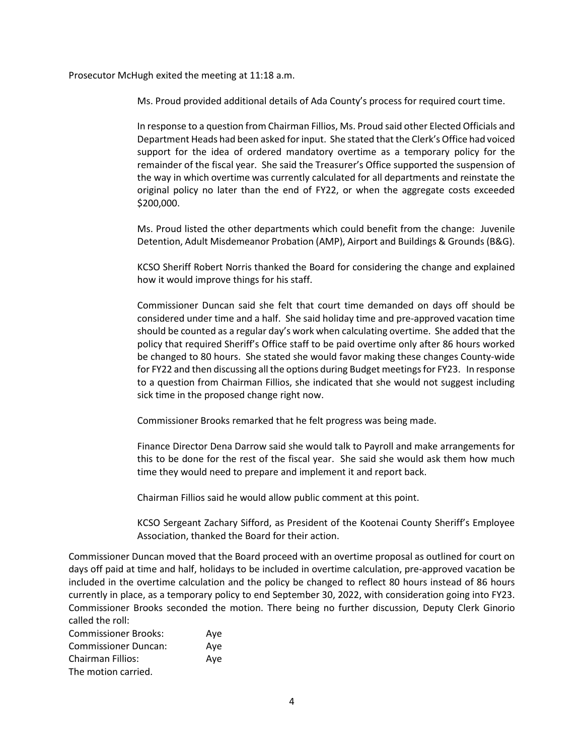Prosecutor McHugh exited the meeting at 11:18 a.m.

Ms. Proud provided additional details of Ada County's process for required court time.

In response to a question from Chairman Fillios, Ms. Proud said other Elected Officials and Department Heads had been asked for input. She stated that the Clerk's Office had voiced support for the idea of ordered mandatory overtime as a temporary policy for the remainder of the fiscal year. She said the Treasurer's Office supported the suspension of the way in which overtime was currently calculated for all departments and reinstate the original policy no later than the end of FY22, or when the aggregate costs exceeded $200,000.

Ms. Proud listed the other departments which could benefit from the change: Juvenile Detention, Adult Misdemeanor Probation (AMP), Airport and Buildings & Grounds (B&G).

KCSO Sheriff Robert Norris thanked the Board for considering the change and explained how it would improve things for his staff.

Commissioner Duncan said she felt that court time demanded on days off should be considered under time and a half. She said holiday time and pre-approved vacation time should be counted as a regular day's work when calculating overtime. She added that the policy that required Sheriff's Office staff to be paid overtime only after 86 hours worked be changed to 80 hours. She stated she would favor making these changes County-wide for FY22 and then discussing all the options during Budget meetings for FY23. In response to a question from Chairman Fillios, she indicated that she would not suggest including sick time in the proposed change right now.

Commissioner Brooks remarked that he felt progress was being made.

Finance Director Dena Darrow said she would talk to Payroll and make arrangements for this to be done for the rest of the fiscal year. She said she would ask them how much time they would need to prepare and implement it and report back.

Chairman Fillios said he would allow public comment at this point.

KCSO Sergeant Zachary Sifford, as President of the Kootenai County Sheriff's Employee Association, thanked the Board for their action.

Commissioner Duncan moved that the Board proceed with an overtime proposal as outlined for court on days off paid at time and half, holidays to be included in overtime calculation, pre-approved vacation be included in the overtime calculation and the policy be changed to reflect 80 hours instead of 86 hours currently in place, as a temporary policy to end September 30, 2022, with consideration going into FY23. Commissioner Brooks seconded the motion. There being no further discussion, Deputy Clerk Ginorio called the roll:

| | |
|---|---|
| Commissioner Brooks: | Aye |
| Commissioner Duncan: | Aye |
| Chairman Fillios: | Aye |

The motion carried.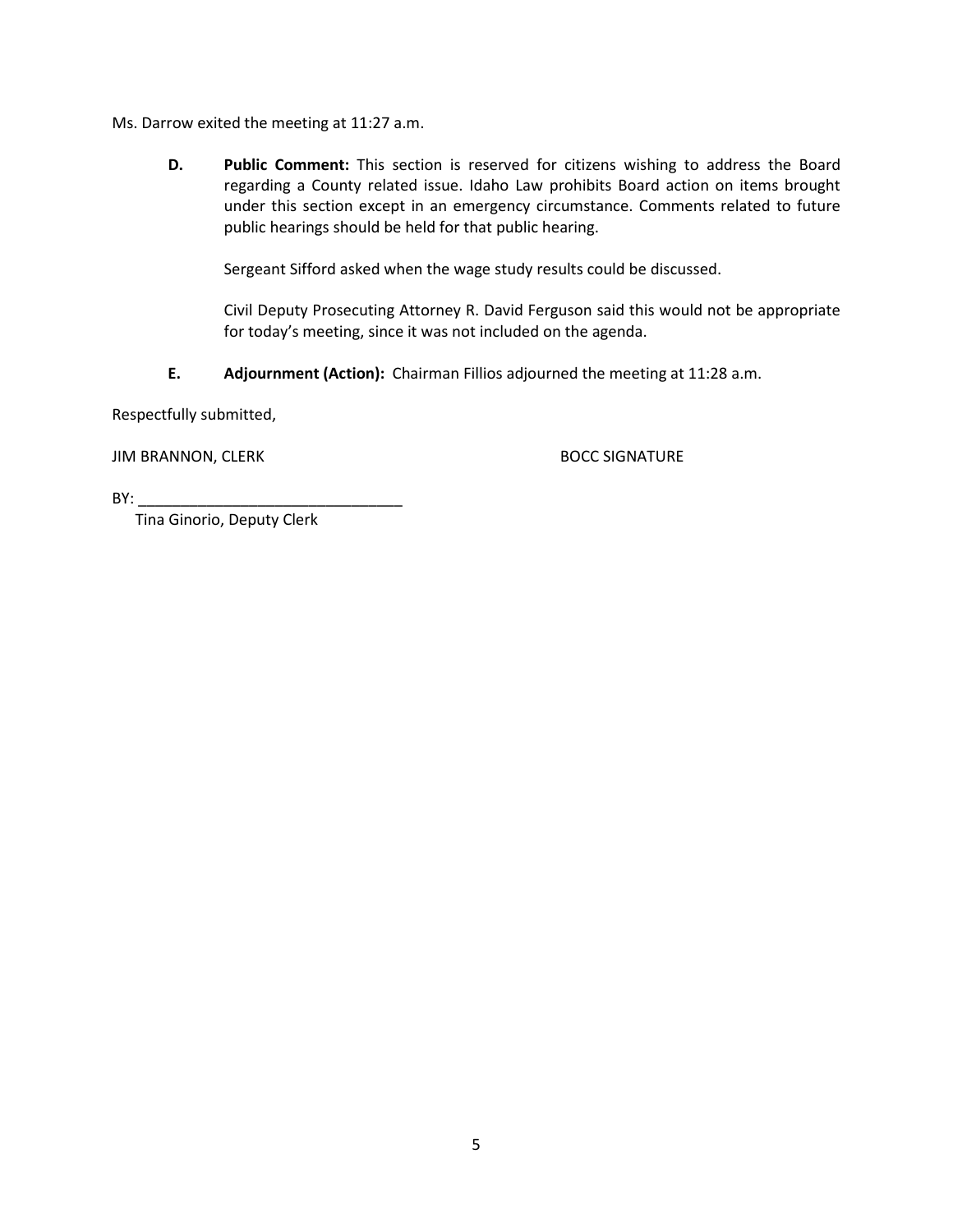Ms. Darrow exited the meeting at 11:27 a.m.

**D.** **Public Comment:** This section is reserved for citizens wishing to address the Board regarding a County related issue. Idaho Law prohibits Board action on items brought under this section except in an emergency circumstance. Comments related to future public hearings should be held for that public hearing.

Sergeant Sifford asked when the wage study results could be discussed.

Civil Deputy Prosecuting Attorney R. David Ferguson said this would not be appropriate for today's meeting, since it was not included on the agenda.

**E.** **Adjournment (Action):** Chairman Fillios adjourned the meeting at 11:28 a.m.

Respectfully submitted,

JIM BRANNON, CLERK BOCC SIGNATURE

BY: _______________________________

Tina Ginorio, Deputy Clerk